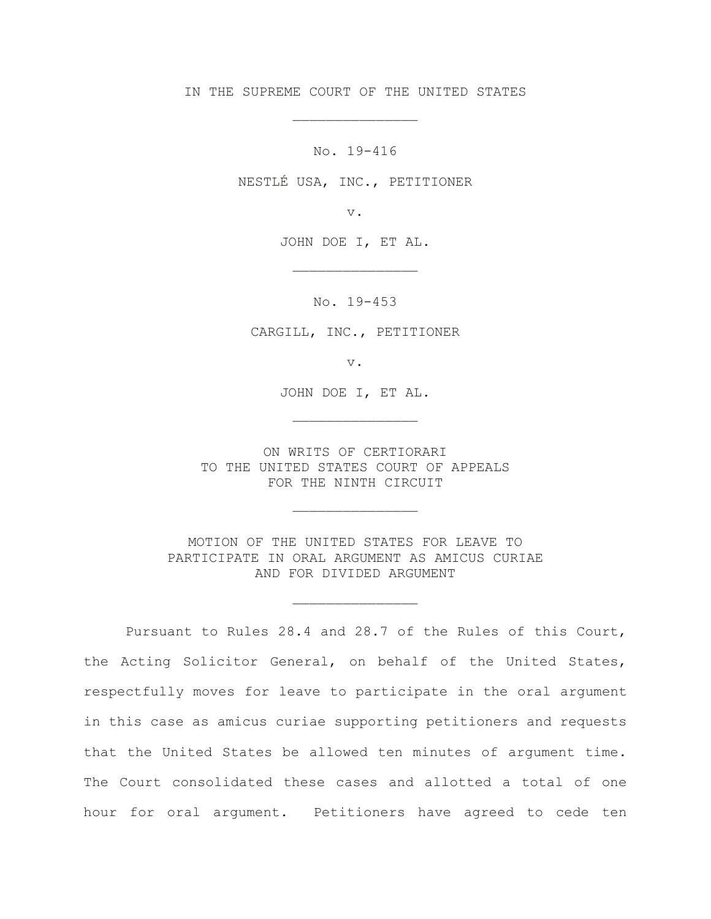IN THE SUPREME COURT OF THE UNITED STATES

\_\_\_\_\_\_\_\_\_\_\_\_\_\_\_

No. 19-416

NESTLÉ USA, INC., PETITIONER

v.

JOHN DOE I, ET AL.

\_\_\_\_\_\_\_\_\_\_\_\_\_\_\_

No. 19-453

CARGILL, INC., PETITIONER

v.

JOHN DOE I, ET AL.

\_\_\_\_\_\_\_\_\_\_\_\_\_\_\_

ON WRITS OF CERTIORARI
TO THE UNITED STATES COURT OF APPEALS
FOR THE NINTH CIRCUIT

\_\_\_\_\_\_\_\_\_\_\_\_\_\_\_

MOTION OF THE UNITED STATES FOR LEAVE TO
PARTICIPATE IN ORAL ARGUMENT AS AMICUS CURIAE
AND FOR DIVIDED ARGUMENT

\_\_\_\_\_\_\_\_\_\_\_\_\_\_\_

Pursuant to Rules 28.4 and 28.7 of the Rules of this Court, the Acting Solicitor General, on behalf of the United States, respectfully moves for leave to participate in the oral argument in this case as amicus curiae supporting petitioners and requests that the United States be allowed ten minutes of argument time. The Court consolidated these cases and allotted a total of one hour for oral argument. Petitioners have agreed to cede ten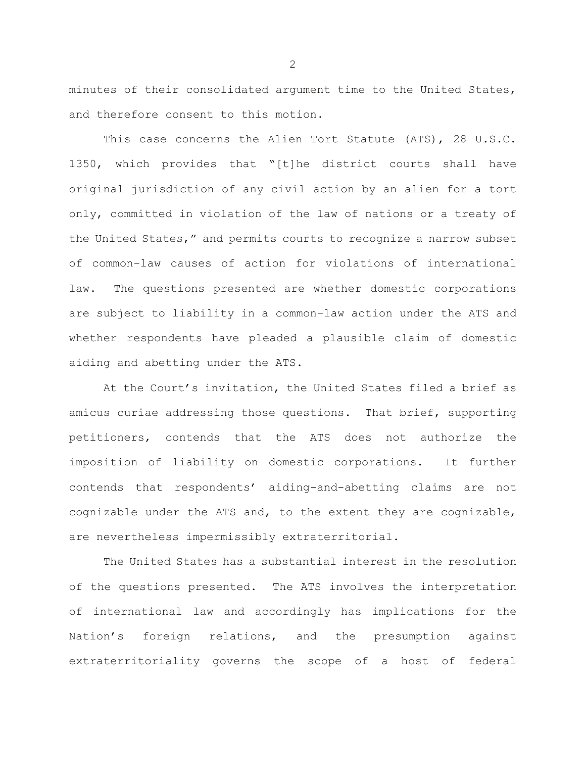minutes of their consolidated argument time to the United States, and therefore consent to this motion.

This case concerns the Alien Tort Statute (ATS), 28 U.S.C. 1350, which provides that "[t]he district courts shall have original jurisdiction of any civil action by an alien for a tort only, committed in violation of the law of nations or a treaty of the United States," and permits courts to recognize a narrow subset of common-law causes of action for violations of international law. The questions presented are whether domestic corporations are subject to liability in a common-law action under the ATS and whether respondents have pleaded a plausible claim of domestic aiding and abetting under the ATS.

At the Court's invitation, the United States filed a brief as amicus curiae addressing those questions. That brief, supporting petitioners, contends that the ATS does not authorize the imposition of liability on domestic corporations. It further contends that respondents' aiding-and-abetting claims are not cognizable under the ATS and, to the extent they are cognizable, are nevertheless impermissibly extraterritorial.

The United States has a substantial interest in the resolution of the questions presented. The ATS involves the interpretation of international law and accordingly has implications for the Nation's foreign relations, and the presumption against extraterritoriality governs the scope of a host of federal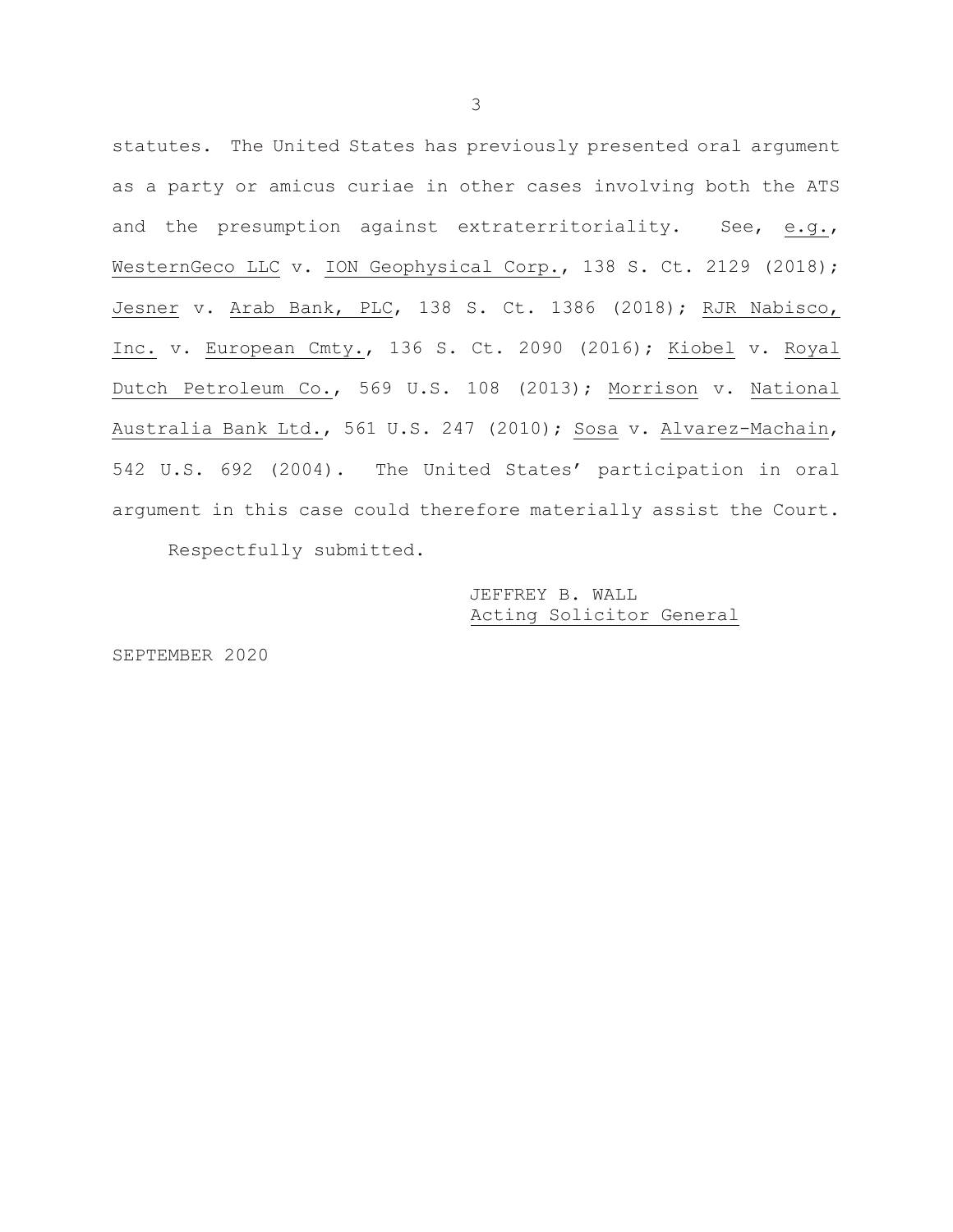statutes. The United States has previously presented oral argument as a party or amicus curiae in other cases involving both the ATS and the presumption against extraterritoriality. See, e.g., WesternGeco LLC v. ION Geophysical Corp., 138 S. Ct. 2129 (2018); Jesner v. Arab Bank, PLC, 138 S. Ct. 1386 (2018); RJR Nabisco, Inc. v. European Cmty., 136 S. Ct. 2090 (2016); Kiobel v. Royal Dutch Petroleum Co., 569 U.S. 108 (2013); Morrison v. National Australia Bank Ltd., 561 U.S. 247 (2010); Sosa v. Alvarez-Machain, 542 U.S. 692 (2004). The United States' participation in oral argument in this case could therefore materially assist the Court.

Respectfully submitted.

JEFFREY B. WALL
Acting Solicitor General

SEPTEMBER 2020